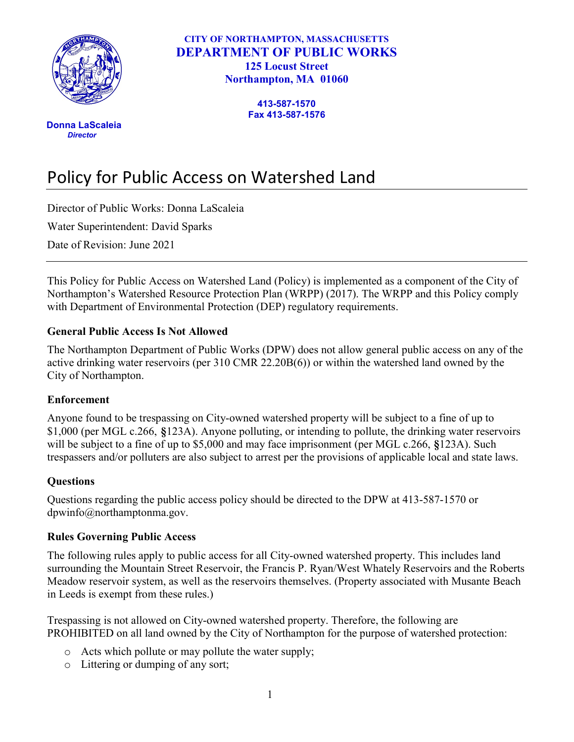**CITY OF NORTHAMPTON, MASSACHUSETTS**
**DEPARTMENT OF PUBLIC WORKS**
**125 Locust Street**
**Northampton, MA 01060**

**413-587-1570**
**Fax 413-587-1576**

**Donna LaScaleia**
***Director***

# Policy for Public Access on Watershed Land

Director of Public Works: Donna LaScaleia

Water Superintendent: David Sparks

Date of Revision: June 2021

---

This Policy for Public Access on Watershed Land (Policy) is implemented as a component of the City of Northampton's Watershed Resource Protection Plan (WRPP) (2017). The WRPP and this Policy comply with Department of Environmental Protection (DEP) regulatory requirements.

### General Public Access Is Not Allowed

The Northampton Department of Public Works (DPW) does not allow general public access on any of the active drinking water reservoirs (per 310 CMR 22.20B(6)) or within the watershed land owned by the City of Northampton.

### Enforcement

Anyone found to be trespassing on City-owned watershed property will be subject to a fine of up to $1,000 (per MGL c.266, §123A). Anyone polluting, or intending to pollute, the drinking water reservoirs will be subject to a fine of up to $5,000 and may face imprisonment (per MGL c.266, §123A). Such trespassers and/or polluters are also subject to arrest per the provisions of applicable local and state laws.

### Questions

Questions regarding the public access policy should be directed to the DPW at 413-587-1570 or dpwinfo@northamptonma.gov.

### Rules Governing Public Access

The following rules apply to public access for all City-owned watershed property. This includes land surrounding the Mountain Street Reservoir, the Francis P. Ryan/West Whately Reservoirs and the Roberts Meadow reservoir system, as well as the reservoirs themselves. (Property associated with Musante Beach in Leeds is exempt from these rules.)

Trespassing is not allowed on City-owned watershed property. Therefore, the following are PROHIBITED on all land owned by the City of Northampton for the purpose of watershed protection:

- Acts which pollute or may pollute the water supply;
- Littering or dumping of any sort;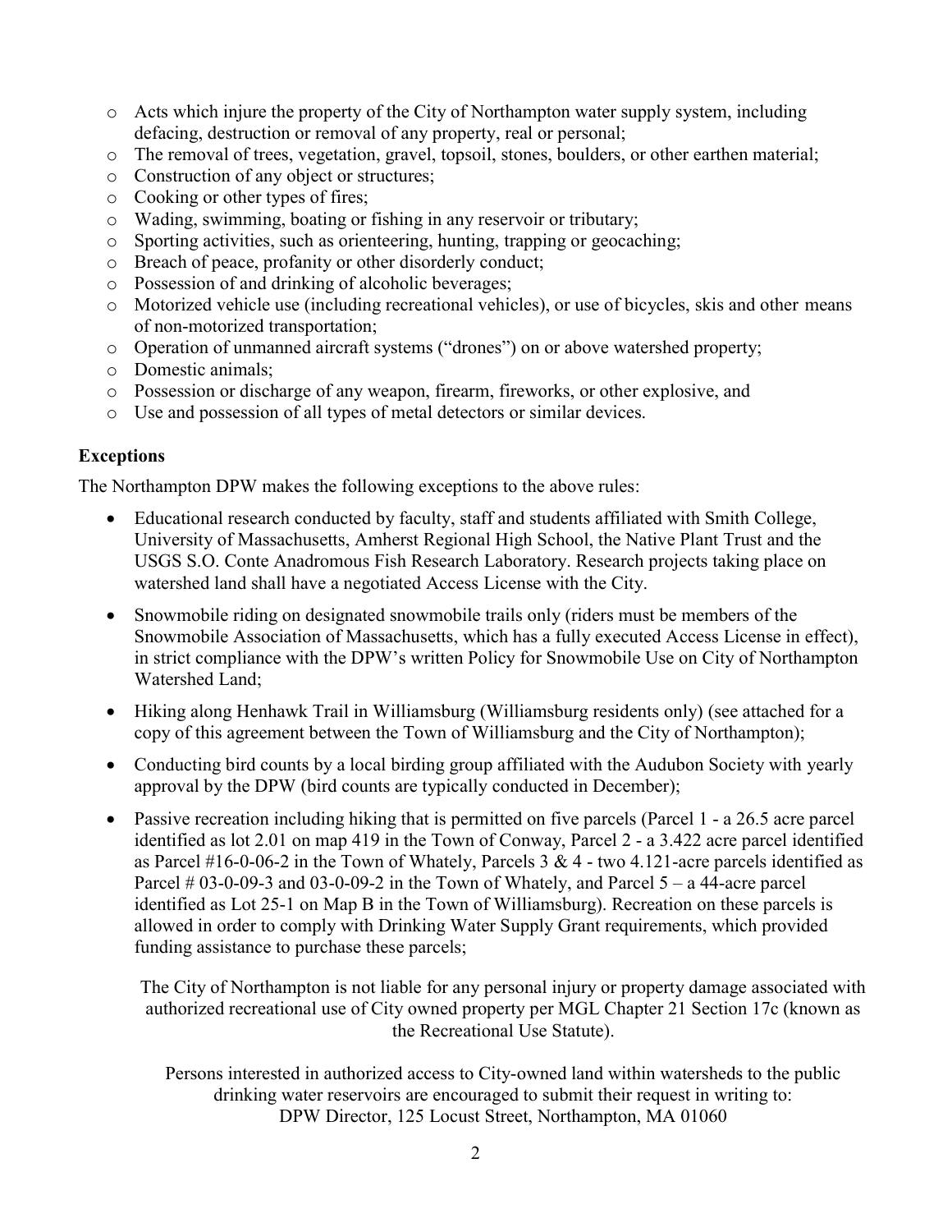- Acts which injure the property of the City of Northampton water supply system, including defacing, destruction or removal of any property, real or personal;
- The removal of trees, vegetation, gravel, topsoil, stones, boulders, or other earthen material;
- Construction of any object or structures;
- Cooking or other types of fires;
- Wading, swimming, boating or fishing in any reservoir or tributary;
- Sporting activities, such as orienteering, hunting, trapping or geocaching;
- Breach of peace, profanity or other disorderly conduct;
- Possession of and drinking of alcoholic beverages;
- Motorized vehicle use (including recreational vehicles), or use of bicycles, skis and other means of non-motorized transportation;
- Operation of unmanned aircraft systems ("drones") on or above watershed property;
- Domestic animals;
- Possession or discharge of any weapon, firearm, fireworks, or other explosive, and
- Use and possession of all types of metal detectors or similar devices.

**Exceptions**

The Northampton DPW makes the following exceptions to the above rules:

- Educational research conducted by faculty, staff and students affiliated with Smith College, University of Massachusetts, Amherst Regional High School, the Native Plant Trust and the USGS S.O. Conte Anadromous Fish Research Laboratory. Research projects taking place on watershed land shall have a negotiated Access License with the City.
- Snowmobile riding on designated snowmobile trails only (riders must be members of the Snowmobile Association of Massachusetts, which has a fully executed Access License in effect), in strict compliance with the DPW's written Policy for Snowmobile Use on City of Northampton Watershed Land;
- Hiking along Henhawk Trail in Williamsburg (Williamsburg residents only) (see attached for a copy of this agreement between the Town of Williamsburg and the City of Northampton);
- Conducting bird counts by a local birding group affiliated with the Audubon Society with yearly approval by the DPW (bird counts are typically conducted in December);
- Passive recreation including hiking that is permitted on five parcels (Parcel 1 - a 26.5 acre parcel identified as lot 2.01 on map 419 in the Town of Conway, Parcel 2 - a 3.422 acre parcel identified as Parcel #16-0-06-2 in the Town of Whately, Parcels 3 & 4 - two 4.121-acre parcels identified as Parcel # 03-0-09-3 and 03-0-09-2 in the Town of Whately, and Parcel 5 – a 44-acre parcel identified as Lot 25-1 on Map B in the Town of Williamsburg). Recreation on these parcels is allowed in order to comply with Drinking Water Supply Grant requirements, which provided funding assistance to purchase these parcels;

The City of Northampton is not liable for any personal injury or property damage associated with authorized recreational use of City owned property per MGL Chapter 21 Section 17c (known as the Recreational Use Statute).

Persons interested in authorized access to City-owned land within watersheds to the public drinking water reservoirs are encouraged to submit their request in writing to:
DPW Director, 125 Locust Street, Northampton, MA 01060